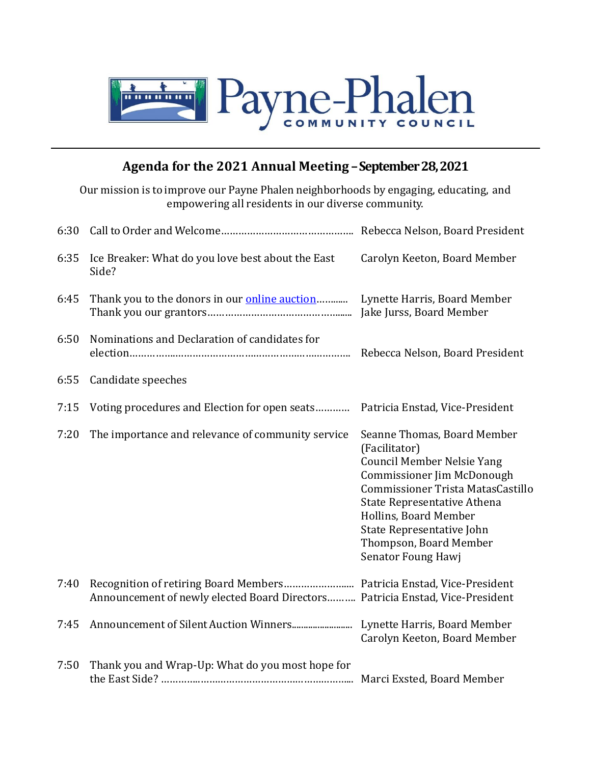Payne-Phalen COMMUNITY COUNCIL

## Agenda for the 2021 Annual Meeting – September 28, 2021

Our mission is to improve our Payne Phalen neighborhoods by engaging, educating, and empowering all residents in our diverse community.

| Time | Item | Presenter |
|---|---|---|
| 6:30 | Call to Order and Welcome | Rebecca Nelson, Board President |
| 6:35 | Ice Breaker: What do you love best about the East Side? | Carolyn Keeton, Board Member |
| 6:45 | Thank you to the donors in our [online auction](#)<br>Thank you our grantors | Lynette Harris, Board Member<br>Jake Jurss, Board Member |
| 6:50 | Nominations and Declaration of candidates for election | Rebecca Nelson, Board President |
| 6:55 | Candidate speeches | |
| 7:15 | Voting procedures and Election for open seats | Patricia Enstad, Vice-President |
| 7:20 | The importance and relevance of community service | Seanne Thomas, Board Member (Facilitator)<br>Council Member Nelsie Yang<br>Commissioner Jim McDonough<br>Commissioner Trista MatasCastillo<br>State Representative Athena Hollins, Board Member<br>State Representative John Thompson, Board Member<br>Senator Foung Hawj |
| 7:40 | Recognition of retiring Board Members<br>Announcement of newly elected Board Directors | Patricia Enstad, Vice-President<br>Patricia Enstad, Vice-President |
| 7:45 | Announcement of Silent Auction Winners | Lynette Harris, Board Member<br>Carolyn Keeton, Board Member |
| 7:50 | Thank you and Wrap-Up: What do you most hope for the East Side? | Marci Exsted, Board Member |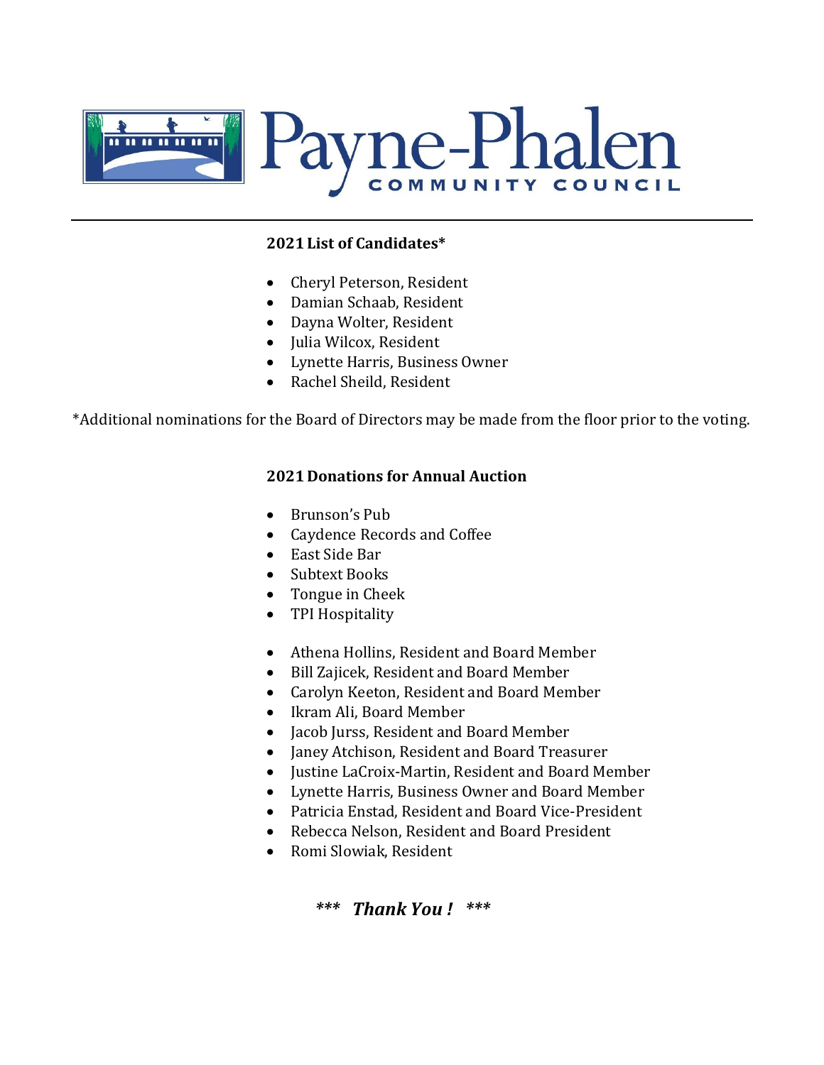# Payne-Phalen COMMUNITY COUNCIL

**2021 List of Candidates***

- Cheryl Peterson, Resident
- Damian Schaab, Resident
- Dayna Wolter, Resident
- Julia Wilcox, Resident
- Lynette Harris, Business Owner
- Rachel Sheild, Resident

*Additional nominations for the Board of Directors may be made from the floor prior to the voting.

**2021 Donations for Annual Auction**

- Brunson's Pub
- Caydence Records and Coffee
- East Side Bar
- Subtext Books
- Tongue in Cheek
- TPI Hospitality

- Athena Hollins, Resident and Board Member
- Bill Zajicek, Resident and Board Member
- Carolyn Keeton, Resident and Board Member
- Ikram Ali, Board Member
- Jacob Jurss, Resident and Board Member
- Janey Atchison, Resident and Board Treasurer
- Justine LaCroix-Martin, Resident and Board Member
- Lynette Harris, Business Owner and Board Member
- Patricia Enstad, Resident and Board Vice-President
- Rebecca Nelson, Resident and Board President
- Romi Slowiak, Resident

***\*\*\* Thank You ! \*\*\****